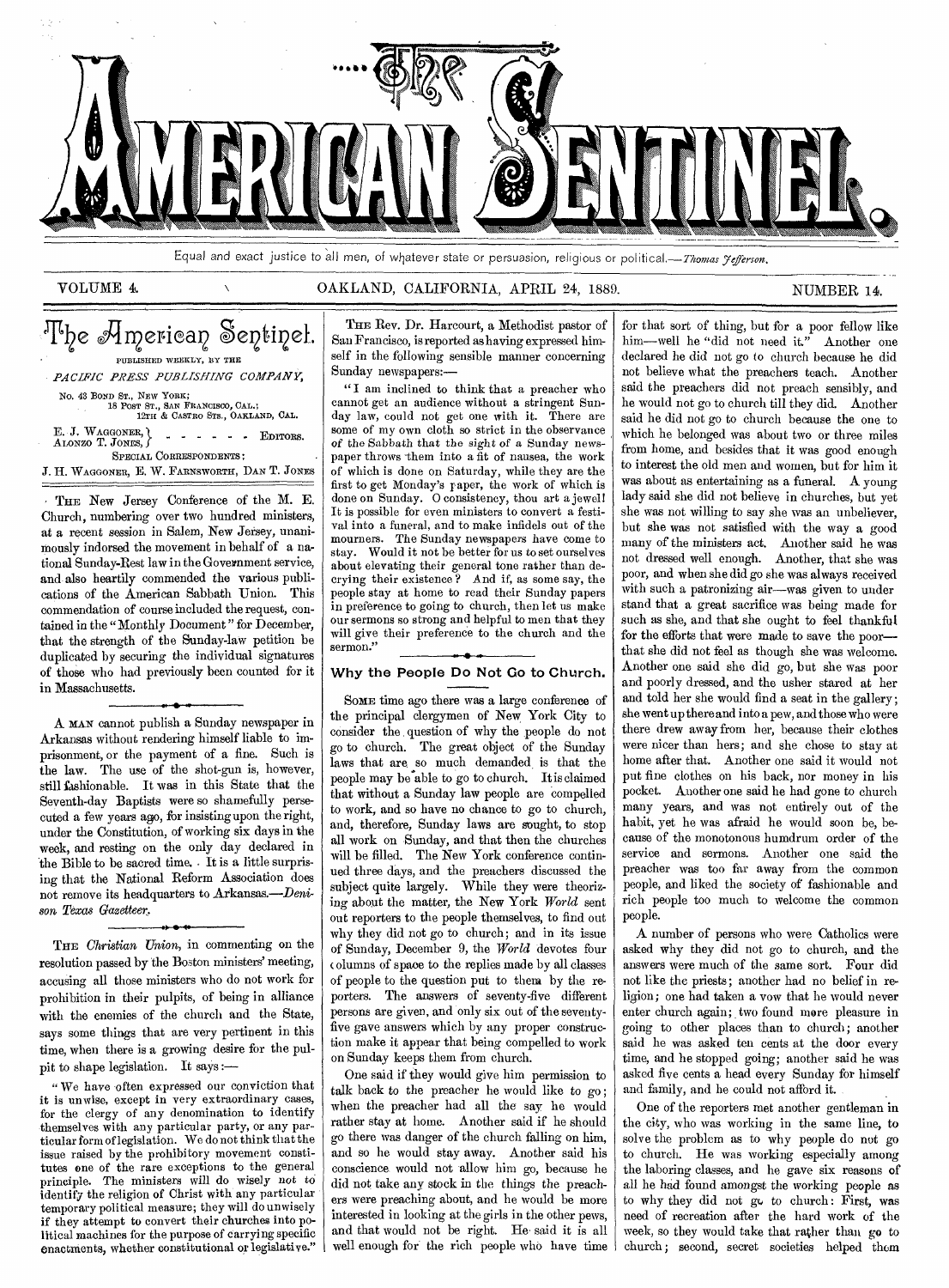# The American Sentinel.

Equal and exact justice to all men, of whatever state or persuasion, religious or political.—*Thomas Jefferson.*

VOLUME 4. OAKLAND, CALIFORNIA, APRIL 24, 1889. NUMBER 14.

## The American Sentinel.

PUBLISHED WEEKLY, BY THE

*PACIFIC PRESS PUBLISHING COMPANY,*

No. 43 BOND ST., NEW YORK;
18 POST ST., SAN FRANCISCO, CAL.;
12TH & CASTRO STS., OAKLAND, CAL.

E. J. WAGGONER, ALONZO T. JONES, - - - - - - EDITORS.

SPECIAL CORRESPONDENTS:

J. H. WAGGONER, E. W. FARNSWORTH, DAN T. JONES

THE New Jersey Conference of the M. E. Church, numbering over two hundred ministers, at a recent session in Salem, New Jersey, unanimously indorsed the movement in behalf of a national Sunday-Rest law in the Government service, and also heartily commended the various publications of the American Sabbath Union. This commendation of course included the request, contained in the "Monthly Document" for December, that the strength of the Sunday-law petition be duplicated by securing the individual signatures of those who had previously been counted for it in Massachusetts.

---

A MAN cannot publish a Sunday newspaper in Arkansas without rendering himself liable to imprisonment, or the payment of a fine. Such is the law. The use of the shot-gun is, however, still fashionable. It was in this State that the Seventh-day Baptists were so shamefully persecuted a few years ago, for insisting upon the right, under the Constitution, of working six days in the week, and resting on the only day declared in the Bible to be sacred time. It is a little surprising that the National Reform Association does not remove its headquarters to Arkansas.—*Denison Texas Gazetteer.*

---

THE *Christian Union*, in commenting on the resolution passed by the Boston ministers' meeting, accusing all those ministers who do not work for prohibition in their pulpits, of being in alliance with the enemies of the church and the State, says some things that are very pertinent in this time, when there is a growing desire for the pulpit to shape legislation. It says:—

"We have often expressed our conviction that it is unwise, except in very extraordinary cases, for the clergy of any denomination to identify themselves with any particular party, or any particular form of legislation. We do not think that the issue raised by the prohibitory movement constitutes one of the rare exceptions to the general principle. The ministers will do wisely not to identify the religion of Christ with any particular temporary political measure; they will do unwisely if they attempt to convert their churches into political machines for the purpose of carrying specific enactments, whether constitutional or legislative."

THE Rev. Dr. Harcourt, a Methodist pastor of San Francisco, is reported as having expressed himself in the following sensible manner concerning Sunday newspapers:—

"I am inclined to think that a preacher who cannot get an audience without a stringent Sunday law, could not get one with it. There are some of my own cloth so strict in the observance of the Sabbath that the sight of a Sunday newspaper throws them into a fit of nausea, the work of which is done on Saturday, while they are the first to get Monday's paper, the work of which is done on Sunday. O consistency, thou art a jewel! It is possible for even ministers to convert a festival into a funeral, and to make infidels out of the mourners. The Sunday newspapers have come to stay. Would it not be better for us to set ourselves about elevating their general tone rather than decrying their existence? And if, as some say, the people stay at home to read their Sunday papers in preference to going to church, then let us make our sermons so strong and helpful to men that they will give their preference to the church and the sermon."

---

## Why the People Do Not Go to Church.

SOME time ago there was a large conference of the principal clergymen of New York City to consider the question of why the people do not go to church. The great object of the Sunday laws that are so much demanded is that the people may be able to go to church. It is claimed that without a Sunday law people are compelled to work, and so have no chance to go to church, and, therefore, Sunday laws are sought, to stop all work on Sunday, and that then the churches will be filled. The New York conference continued three days, and the preachers discussed the subject quite largely. While they were theorizing about the matter, the New York *World* sent out reporters to the people themselves, to find out why they did not go to church; and in its issue of Sunday, December 9, the *World* devotes four columns of space to the replies made by all classes of people to the question put to them by the reporters. The answers of seventy-five different persons are given, and only six out of the seventy-five gave answers which by any proper construction make it appear that being compelled to work on Sunday keeps them from church.

One said if they would give him permission to talk back to the preacher he would like to go; when the preacher had all the say he would rather stay at home. Another said if he should go there was danger of the church falling on him, and so he would stay away. Another said his conscience would not allow him go, because he did not take any stock in the things the preachers were preaching about, and he would be more interested in looking at the girls in the other pews, and that would not be right. He said it is all well enough for the rich people who have time for that sort of thing, but for a poor fellow like him—well he "did not need it." Another one declared he did not go to church because he did not believe what the preachers teach. Another said the preachers did not preach sensibly, and he would not go to church till they did. Another said he did not go to church because the one to which he belonged was about two or three miles from home, and besides that it was good enough to interest the old men and women, but for him it was about as entertaining as a funeral. A young lady said she did not believe in churches, but yet she was not willing to say she was an unbeliever, but she was not satisfied with the way a good many of the ministers act. Another said he was not dressed well enough. Another, that she was poor, and when she did go she was always received with such a patronizing air—was given to understand that a great sacrifice was being made for such as she, and that she ought to feel thankful for the efforts that were made to save the poor—that she did not feel as though she was welcome. Another one said she did go, but she was poor and poorly dressed, and the usher stared at her and told her she would find a seat in the gallery; she went up there and into a pew, and those who were there drew away from her, because their clothes were nicer than hers; and she chose to stay at home after that. Another one said it would not put fine clothes on his back, nor money in his pocket. Another one said he had gone to church many years, and was not entirely out of the habit, yet he was afraid he would soon be, because of the monotonous humdrum order of the service and sermons. Another one said the preacher was too far away from the common people, and liked the society of fashionable and rich people too much to welcome the common people.

A number of persons who were Catholics were asked why they did not go to church, and the answers were much of the same sort. Four did not like the priests; another had no belief in religion; one had taken a vow that he would never enter church again; two found more pleasure in going to other places than to church; another said he was asked ten cents at the door every time, and he stopped going; another said he was asked five cents a head every Sunday for himself and family, and he could not afford it.

One of the reporters met another gentleman in the city, who was working in the same line, to solve the problem as to why people do not go to church. He was working especially among the laboring classes, and he gave six reasons of all he had found amongst the working people as to why they did not go to church: First, was need of recreation after the hard work of the week, so they would take that rather than go to church; second, secret societies helped them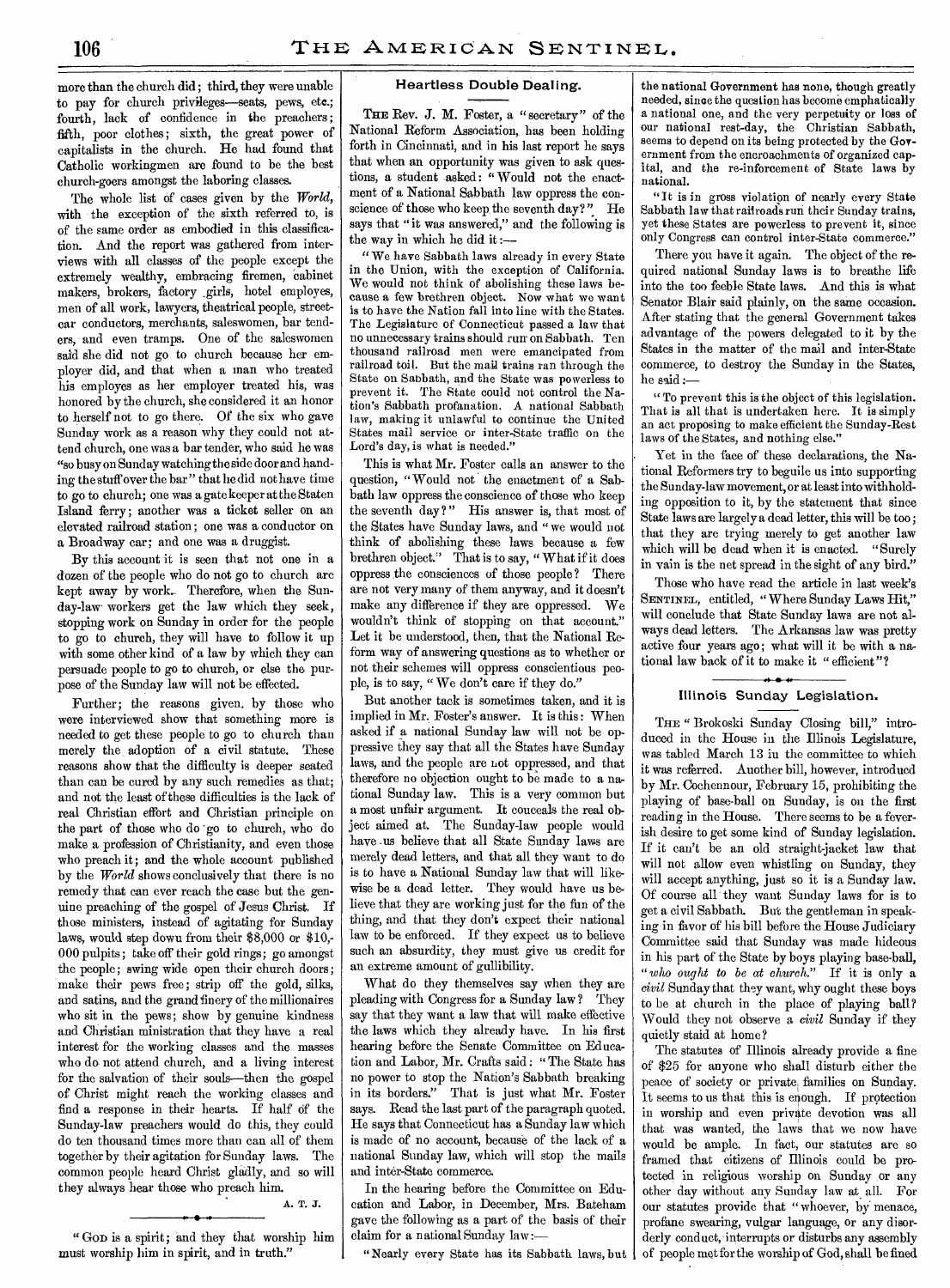more than the church did; third, they were unable to pay for church privileges—seats, pews, etc.; fourth, lack of confidence in the preachers; fifth, poor clothes; sixth, the great power of capitalists in the church. He had found that Catholic workingmen are found to be the best church-goers amongst the laboring classes.

The whole list of cases given by the *World*, with the exception of the sixth referred to, is of the same order as embodied in this classification. And the report was gathered from interviews with all classes of the people except the extremely wealthy, embracing firemen, cabinet makers, brokers, factory girls, hotel employes, men of all work, lawyers, theatrical people, street-car conductors, merchants, saleswomen, bar tenders, and even tramps. One of the saleswomen said she did not go to church because her employer did, and that when a man who treated his employes as her employer treated his, was honored by the church, she considered it an honor to herself not to go there. Of the six who gave Sunday work as a reason why they could not attend church, one was a bar tender, who said he was "so busy on Sunday watching the side door and handing the stuff over the bar" that he did not have time to go to church; one was a gate keeper at the Staten Island ferry; another was a ticket seller on an elevated railroad station; one was a conductor on a Broadway car; and one was a druggist.

By this account it is seen that not one in a dozen of the people who do not go to church are kept away by work. Therefore, when the Sunday-law workers get the law which they seek, stopping work on Sunday in order for the people to go to church, they will have to follow it up with some other kind of a law by which they can persuade people to go to church, or else the purpose of the Sunday law will not be effected.

Further; the reasons given by those who were interviewed show that something more is needed to get these people to go to church than merely the adoption of a civil statute. These reasons show that the difficulty is deeper seated than can be cured by any such remedies as that; and not the least of these difficulties is the lack of real Christian effort and Christian principle on the part of those who do go to church, who do make a profession of Christianity, and even those who preach it; and the whole account published by the *World* shows conclusively that there is no remedy that can ever reach the case but the genuine preaching of the gospel of Jesus Christ. If those ministers, instead of agitating for Sunday laws, would step down from their $8,000 or $10,000 pulpits; take off their gold rings; go amongst the people; swing wide open their church doors; make their pews free; strip off the gold, silks, and satins, and the grand finery of the millionaires who sit in the pews; show by genuine kindness and Christian ministration that they have a real interest for the working classes and the masses who do not attend church, and a living interest for the salvation of their souls—then the gospel of Christ might reach the working classes and find a response in their hearts. If half of the Sunday-law preachers would do this, they could do ten thousand times more than can all of them together by their agitation for Sunday laws. The common people heard Christ gladly, and so will they always hear those who preach him.

A. T. J.

"God is a spirit; and they that worship him must worship him in spirit, and in truth."

## Heartless Double Dealing.

The Rev. J. M. Foster, a "secretary" of the National Reform Association, has been holding forth in Cincinnati, and in his last report he says that when an opportunity was given to ask questions, a student asked: "Would not the enactment of a National Sabbath law oppress the conscience of those who keep the seventh day?" He says that "it was answered," and the following is the way in which he did it:—

"We have Sabbath laws already in every State in the Union, with the exception of California. We would not think of abolishing these laws because a few brethren object. Now what we want is to have the Nation fall into line with the States. The Legislature of Connecticut passed a law that no unnecessary trains should run on Sabbath. Ten thousand railroad men were emancipated from railroad toil. But the mail trains ran through the State on Sabbath, and the State was powerless to prevent it. The State could not control the Nation's Sabbath profanation. A national Sabbath law, making it unlawful to continue the United States mail service or inter-State traffic on the Lord's day, is what is needed."

This is what Mr. Foster calls an answer to the question, "Would not the enactment of a Sabbath law oppress the conscience of those who keep the seventh day?" His answer is, that most of the States have Sunday laws, and "we would not think of abolishing these laws because a few brethren object." That is to say, "What if it does oppress the consciences of those people? There are not very many of them anyway, and it doesn't make any difference if they are oppressed. We wouldn't think of stopping on that account." Let it be understood, then, that the National Reform way of answering questions as to whether or not their schemes will oppress conscientious people, is to say, "We don't care if they do."

But another tack is sometimes taken, and it is implied in Mr. Foster's answer. It is this: When asked if a national Sunday law will not be oppressive they say that all the States have Sunday laws, and the people are not oppressed, and that therefore no objection ought to be made to a national Sunday law. This is a very common but a most unfair argument. It conceals the real object aimed at. The Sunday-law people would have us believe that all State Sunday laws are merely dead letters, and that all they want to do is to have a National Sunday law that will likewise be a dead letter. They would have us believe that they are working just for the fun of the thing, and that they don't expect their national law to be enforced. If they expect us to believe such an absurdity, they must give us credit for an extreme amount of gullibility.

What do they themselves say when they are pleading with Congress for a Sunday law? They say that they want a law that will make effective the laws which they already have. In his first hearing before the Senate Committee on Education and Labor, Mr. Crafts said: "The State has no power to stop the Nation's Sabbath breaking in its borders." That is just what Mr. Foster says. Read the last part of the paragraph quoted. He says that Connecticut has a Sunday law which is made of no account, because of the lack of a national Sunday law, which will stop the mails and inter-State commerce.

In the hearing before the Committee on Education and Labor, in December, Mrs. Bateham gave the following as a part of the basis of their claim for a national Sunday law:—

"Nearly every State has its Sabbath laws, but the national Government has none, though greatly needed, since the question has become emphatically a national one, and the very perpetuity or loss of our national rest-day, the Christian Sabbath, seems to depend on its being protected by the Government from the encroachments of organized capital, and the re-inforcement of State laws by national.

"It is in gross violation of nearly every State Sabbath law that railroads run their Sunday trains, yet these States are powerless to prevent it, since only Congress can control inter-State commerce."

There you have it again. The object of the required national Sunday laws is to breathe life into the too feeble State laws. And this is what Senator Blair said plainly, on the same occasion. After stating that the general Government takes advantage of the powers delegated to it by the States in the matter of the mail and inter-State commerce, to destroy the Sunday in the States, he said:—

"To prevent this is the object of this legislation. That is all that is undertaken here. It is simply an act proposing to make efficient the Sunday-Rest laws of the States, and nothing else."

Yet in the face of these declarations, the National Reformers try to beguile us into supporting the Sunday-law movement, or at least into withholding opposition to it, by the statement that since State laws are largely a dead letter, this will be too; that they are trying merely to get another law which will be dead when it is enacted. "Surely in vain is the net spread in the sight of any bird."

Those who have read the article in last week's Sentinel, entitled, "Where Sunday Laws Hit," will conclude that State Sunday laws are not always dead letters. The Arkansas law was pretty active four years ago; what will it be with a national law back of it to make it "efficient"?

## Illinois Sunday Legislation.

The "Brokoski Sunday Closing bill," introduced in the House in the Illinois Legislature, was tabled March 13 in the committee to which it was referred. Another bill, however, introduced by Mr. Cochennour, February 15, prohibiting the playing of base-ball on Sunday, is on the first reading in the House. There seems to be a feverish desire to get some kind of Sunday legislation. If it can't be an old straight-jacket law that will not allow even whistling on Sunday, they will accept anything, just so it is a Sunday law. Of course all they want Sunday laws for is to get a civil Sabbath. But the gentleman in speaking in favor of his bill before the House Judiciary Committee said that Sunday was made hideous in his part of the State by boys playing base-ball, "*who ought to be at church.*" If it is only a *civil* Sunday that they want, why ought these boys to be at church in the place of playing ball? Would they not observe a *civil* Sunday if they quietly staid at home?

The statutes of Illinois already provide a fine of $25 for anyone who shall disturb either the peace of society or private families on Sunday. It seems to us that this is enough. If protection in worship and even private devotion was all that was wanted, the laws that we now have would be ample. In fact, our statutes are so framed that citizens of Illinois could be protected in religious worship on Sunday or any other day without any Sunday law at all. For our statutes provide that "whoever, by menace, profane swearing, vulgar language, or any disorderly conduct, interrupts or disturbs any assembly of people met for the worship of God, shall be fined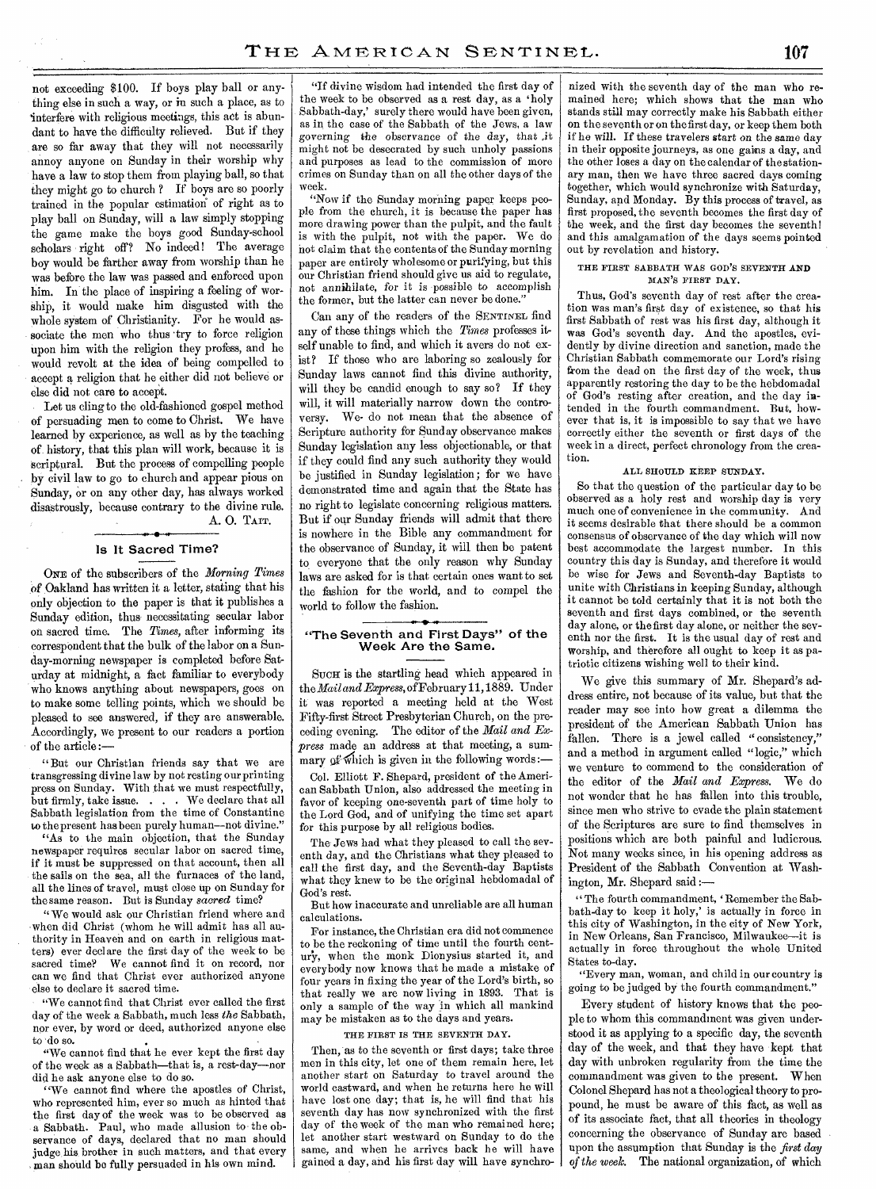not exceeding $100. If boys play ball or anything else in such a way, or in such a place, as to interfere with religious meetings, this act is abundant to have the difficulty relieved. But if they are so far away that they will not necessarily annoy anyone on Sunday in their worship why have a law to stop them from playing ball, so that they might go to church? If boys are so poorly trained in the popular estimation of right as to play ball on Sunday, will a law simply stopping the game make the boys good Sunday-school scholars right off? No indeed! The average boy would be farther away from worship than he was before the law was passed and enforced upon him. In the place of inspiring a feeling of worship, it would make him disgusted with the whole system of Christianity. For he would associate the men who thus try to force religion upon him with the religion they profess, and he would revolt at the idea of being compelled to accept a religion that he either did not believe or else did not care to accept.

Let us cling to the old-fashioned gospel method of persuading men to come to Christ. We have learned by experience, as well as by the teaching of history, that this plan will work, because it is scriptural. But the process of compelling people by civil law to go to church and appear pious on Sunday, or on any other day, has always worked disastrously, because contrary to the divine rule.

A. O. TAIT.

## Is It Sacred Time?

ONE of the subscribers of the *Morning Times* of Oakland has written it a letter, stating that his only objection to the paper is that it publishes a Sunday edition, thus necessitating secular labor on sacred time. The *Times*, after informing its correspondent that the bulk of the labor on a Sunday-morning newspaper is completed before Saturday at midnight, a fact familiar to everybody who knows anything about newspapers, goes on to make some telling points, which we should be pleased to see answered, if they are answerable. Accordingly, we present to our readers a portion of the article:—

"But our Christian friends say that we are transgressing divine law by not resting our printing press on Sunday. With that we must respectfully, but firmly, take issue. . . . We declare that all Sabbath legislation from the time of Constantine to the present has been purely human—not divine."

"As to the main objection, that the Sunday newspaper requires secular labor on sacred time, if it must be suppressed on that account, then all the sails on the sea, all the furnaces of the land, all the lines of travel, must close up on Sunday for the same reason. But is Sunday *sacred* time?

"We would ask our Christian friend where and when did Christ (whom he will admit has all authority in Heaven and on earth in religious matters) ever declare the first day of the week to be sacred time? We cannot find it on record, nor can we find that Christ ever authorized anyone else to declare it sacred time.

"We cannot find that Christ ever called the first day of the week a Sabbath, much less *the* Sabbath, nor ever, by word or deed, authorized anyone else to do so.

"We cannot find that he ever kept the first day of the week as a Sabbath—that is, a rest-day—nor did he ask anyone else to do so.

"We cannot find where the apostles of Christ, who represented him, ever so much as hinted that the first day of the week was to be observed as a Sabbath. Paul, who made allusion to the observance of days, declared that no man should judge his brother in such matters, and that every man should be fully persuaded in his own mind.

"If divine wisdom had intended the first day of the week to be observed as a rest day, as a 'holy Sabbath-day,' surely there would have been given, as in the case of the Sabbath of the Jews, a law governing the observance of the day, that it might not be desecrated by such unholy passions and purposes as lead to the commission of more crimes on Sunday than on all the other days of the week.

"Now if the Sunday morning paper keeps people from the church, it is because the paper has more drawing power than the pulpit, and the fault is with the pulpit, not with the paper. We do not claim that the contents of the Sunday morning paper are entirely wholesome or purifying, but this our Christian friend should give us aid to regulate, not annihilate, for it is possible to accomplish the former, but the latter can never be done."

Can any of the readers of the SENTINEL find any of these things which the *Times* professes itself unable to find, and which it avers do not exist? If those who are laboring so zealously for Sunday laws cannot find this divine authority, will they be candid enough to say so? If they will, it will materially narrow down the controversy. We do not mean that the absence of Scripture authority for Sunday observance makes Sunday legislation any less objectionable, or that if they could find any such authority they would be justified in Sunday legislation; for we have demonstrated time and again that the State has no right to legislate concerning religious matters. But if our Sunday friends will admit that there is nowhere in the Bible any commandment for the observance of Sunday, it will then be patent to everyone that the only reason why Sunday laws are asked for is that certain ones want to set the fashion for the world, and to compel the world to follow the fashion.

## "The Seventh and First Days" of the Week Are the Same.

SUCH is the startling head which appeared in the *Mail and Express*, of February 11, 1889. Under it was reported a meeting held at the West Fifty-first Street Presbyterian Church, on the preceding evening. The editor of the *Mail and Express* made an address at that meeting, a summary of which is given in the following words:—

Col. Elliott F. Shepard, president of the American Sabbath Union, also addressed the meeting in favor of keeping one-seventh part of time holy to the Lord God, and of unifying the time set apart for this purpose by all religious bodies.

The Jews had what they pleased to call the seventh day, and the Christians what they pleased to call the first day, and the Seventh-day Baptists what they knew to be the original hebdomadal of God's rest.

But how inaccurate and unreliable are all human calculations.

For instance, the Christian era did not commence to be the reckoning of time until the fourth century, when the monk Dionysius started it, and everybody now knows that he made a mistake of four years in fixing the year of the Lord's birth, so that really we are now living in 1893. That is only a sample of the way in which all mankind may be mistaken as to the days and years.

THE FIRST IS THE SEVENTH DAY.

Then, as to the seventh or first days; take three men in this city, let one of them remain here, let another start on Saturday to travel around the world eastward, and when he returns here he will have lost one day; that is, he will find that his seventh day has now synchronized with the first day of the week of the man who remained here; let another start westward on Sunday to do the same, and when he arrives back he will have gained a day, and his first day will have synchronized with the seventh day of the man who remained here; which shows that the man who stands still may correctly make his Sabbath either on the seventh or on the first day, or keep them both if he will. If these travelers start on the same day in their opposite journeys, as one gains a day, and the other loses a day on the calendar of the stationary man, then we have three sacred days coming together, which would synchronize with Saturday, Sunday, and Monday. By this process of travel, as first proposed, the seventh becomes the first day of the week, and the first day becomes the seventh! and this amalgamation of the days seems pointed out by revelation and history.

THE FIRST SABBATH WAS GOD'S SEVENTH AND MAN'S FIRST DAY.

Thus, God's seventh day of rest after the creation was man's first day of existence, so that his first Sabbath of rest was his first day, although it was God's seventh day. And the apostles, evidently by divine direction and sanction, made the Christian Sabbath commemorate our Lord's rising from the dead on the first day of the week, thus apparently restoring the day to be the hebdomadal of God's resting after creation, and the day intended in the fourth commandment. But, however that is, it is impossible to say that we have correctly either the seventh or first days of the week in a direct, perfect chronology from the creation.

ALL SHOULD KEEP SUNDAY.

So that the question of the particular day to be observed as a holy rest and worship day is very much one of convenience in the community. And it seems desirable that there should be a common consensus of observance of the day which will now best accommodate the largest number. In this country this day is Sunday, and therefore it would be wise for Jews and Seventh-day Baptists to unite with Christians in keeping Sunday, although it cannot be told certainly that it is not both the seventh and first days combined, or the seventh day alone, or the first day alone, or neither the seventh nor the first. It is the usual day of rest and worship, and therefore all ought to keep it as patriotic citizens wishing well to their kind.

We give this summary of Mr. Shepard's address entire, not because of its value, but that the reader may see into how great a dilemma the president of the American Sabbath Union has fallen. There is a jewel called "consistency," and a method in argument called "logic," which we venture to commend to the consideration of the editor of the *Mail and Express*. We do not wonder that he has fallen into this trouble, since men who strive to evade the plain statement of the Scriptures are sure to find themselves in positions which are both painful and ludicrous. Not many weeks since, in his opening address as President of the Sabbath Convention at Washington, Mr. Shepard said:—

"The fourth commandment, 'Remember the Sabbath-day to keep it holy,' is actually in force in this city of Washington, in the city of New York, in New Orleans, San Francisco, Milwaukee—it is actually in force throughout the whole United States to-day.

"Every man, woman, and child in our country is going to be judged by the fourth commandment."

Every student of history knows that the people to whom this commandment was given understood it as applying to a specific day, the seventh day of the week, and that they have kept that day with unbroken regularity from the time the commandment was given to the present. When Colonel Shepard has not a theological theory to propound, he must be aware of this fact, as well as of its associate fact, that all theories in theology concerning the observance of Sunday are based upon the assumption that Sunday is the *first day of the week*. The national organization, of which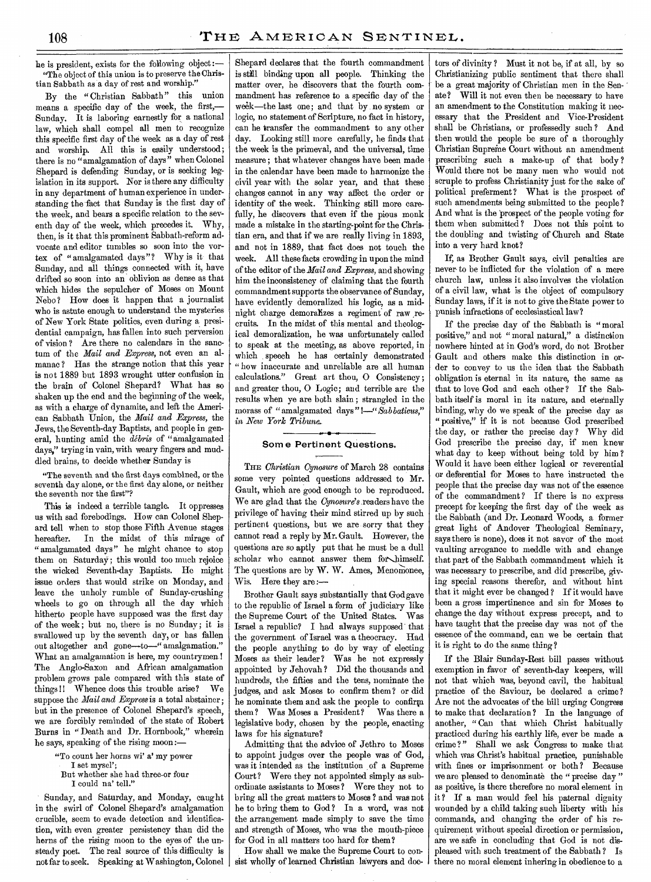he is president, exists for the following object:—

"The object of this union is to preserve the Christian Sabbath as a day of rest and worship."

By the "Christian Sabbath" this union means a specific day of the week, the first,—Sunday. It is laboring earnestly for a national law, which shall compel all men to recognize this specific first day of the week as a day of rest and worship. All this is easily understood; there is no "amalgamation of days" when Colonel Shepard is defending Sunday, or is seeking legislation in its support. Nor is there any difficulty in any department of human experience in understanding the fact that Sunday is the first day of the week, and bears a specific relation to the seventh day of the week, which precedes it. Why, then, is it that this prominent Sabbath-reform advocate and editor tumbles so soon into the vortex of "amalgamated days"? Why is it that Sunday, and all things connected with it, have drifted so soon into an oblivion as dense as that which hides the sepulcher of Moses on Mount Nebo? How does it happen that a journalist who is astute enough to understand the mysteries of New York State politics, even during a presidential campaign, has fallen into such perversion of vision? Are there no calendars in the sanctum of the *Mail and Express*, not even an almanac? Has the strange notion that this year is not 1889 but 1893 wrought utter confusion in the brain of Colonel Shepard? What has so shaken up the end and the beginning of the week, as with a charge of dynamite, and left the American Sabbath Union, the *Mail and Express*, the Jews, the Seventh-day Baptists, and people in general, hunting amid the *débris* of "amalgamated days," trying in vain, with weary fingers and muddled brains, to decide whether Sunday is

"The seventh and the first days combined, or the seventh day alone, or the first day alone, or neither the seventh nor the first"?

This is indeed a terrible tangle. It oppresses us with sad forebodings. How can Colonel Shepard tell when to stop those Fifth Avenue stages hereafter. In the midst of this mirage of "amalgamated days" he might chance to stop them on Saturday; this would too much rejoice the wicked Seventh-day Baptists. He might issue orders that would strike on Monday, and leave the unholy rumble of Sunday-crushing wheels to go on through all the day which hitherto people have supposed was the first day of the week; but no, there is no Sunday; it is swallowed up by the seventh day, or has fallen out altogether and gone—to—"amalgamation." What an amalgamation is here, my countrymen! The Anglo-Saxon and African amalgamation problem grows pale compared with this state of things!! Whence does this trouble arise? We suppose the *Mail and Express* is a total abstainer; but in the presence of Colonel Shepard's speech, we are forcibly reminded of the state of Robert Burns in "Death and Dr. Hornbook," wherein he says, speaking of the rising moon:—

"To count her horns wi' a' my power
 I set mysel';
But whether she had three or four
 I could na' tell."

Sunday, and Saturday, and Monday, caught in the swirl of Colonel Shepard's amalgamation crucible, seem to evade detection and identification, with even greater persistency than did the horns of the rising moon to the eyes of the unsteady poet. The real source of this difficulty is not far to seek. Speaking at Washington, Colonel Shepard declares that the fourth commandment is still binding upon all people. Thinking the matter over, he discovers that the fourth commandment has reference to a specific day of the week—the last one; and that by no system or logic, no statement of Scripture, no fact in history, can he transfer the commandment to any other day. Looking still more carefully, he finds that the week is the primeval, and the universal, time measure; that whatever changes have been made in the calendar have been made to harmonize the civil year with the solar year, and that these changes cannot in any way affect the order or identity of the week. Thinking still more carefully, he discovers that even if the pious monk made a mistake in the starting-point for the Christian era, and that if we are really living in 1893, and not in 1889, that fact does not touch the week. All these facts crowding in upon the mind of the editor of the *Mail and Express*, and showing him the inconsistency of claiming that the fourth commandment supports the observance of Sunday, have evidently demoralized his logic, as a midnight charge demoralizes a regiment of raw recruits. In the midst of this mental and theological demoralization, he was unfortunately called to speak at the meeting, as above reported, in which speech he has certainly demonstrated "how inaccurate and unreliable are all human calculations." Great art thou, O Consistency; and greater thou, O Logic; and terrible are the results when ye are both slain; strangled in the morass of "amalgamated days"!—"*Sabbaticus*," *in New York Tribune*.

## Some Pertinent Questions.

The *Christian Cynosure* of March 28 contains some very pointed questions addressed to Mr. Gault, which are good enough to be reproduced. We are glad that the *Cynosure's* readers have the privilege of having their mind stirred up by such pertinent questions, but we are sorry that they cannot read a reply by Mr. Gault. However, the questions are so aptly put that he must be a dull scholar who cannot answer them for himself. The questions are by W. W. Ames, Menomonee, Wis. Here they are:—

Brother Gault says substantially that God gave to the republic of Israel a form of judiciary like the Supreme Court of the United States. Was Israel a republic? I had always supposed that the government of Israel was a theocracy. Had the people anything to do by way of electing Moses as their leader? Was he not expressly appointed by Jehovah? Did the thousands and hundreds, the fifties and the tens, nominate the judges, and ask Moses to confirm them? or did he nominate them and ask the people to confirm them? Was Moses a President? Was there a legislative body, chosen by the people, enacting laws for his signature?

Admitting that the advice of Jethro to Moses to appoint judges over the people was of God, was it intended as the institution of a Supreme Court? Were they not appointed simply as subordinate assistants to Moses? Were they not to bring all the great matters to Moses? and was not he to bring them to God? In a word, was not the arrangement made simply to save the time and strength of Moses, who was the mouth-piece for God in all matters too hard for them?

How shall we make the Supreme Court to consist wholly of learned Christian lawyers and doctors of divinity? Must it not be, if at all, by so Christianizing public sentiment that there shall be a great majority of Christian men in the Senate? Will it not even then be necessary to have an amendment to the Constitution making it necessary that the President and Vice-President shall be Christians, or professedly such? And then would the people be sure of a thoroughly Christian Supreme Court without an amendment prescribing such a make-up of that body? Would there not be many men who would not scruple to profess Christianity just for the sake of political preferment? What is the prospect of such amendments being submitted to the people? And what is the prospect of the people voting for them when submitted? Does not this point to the doubling and twisting of Church and State into a very hard knot?

If, as Brother Gault says, civil penalties are never to be inflicted for the violation of a mere church law, unless it also involves the violation of a civil law, what is the object of compulsory Sunday laws, if it is not to give the State power to punish infractions of ecclesiastical law?

If the precise day of the Sabbath is "moral positive," and not "moral natural," a distinction nowhere hinted at in God's word, do not Brother Gault and others make this distinction in order to convey to us the idea that the Sabbath obligation is eternal in its nature, the same as that to love God and each other? If the Sabbath itself is moral in its nature, and eternally binding, why do we speak of the precise day as "positive," if it is not because God prescribed the day, or rather the precise day? Why did God prescribe the precise day, if men knew what day to keep without being told by him? Would it have been either logical or reverential or deferential for Moses to have instructed the people that the precise day was not of the essence of the commandment? If there is no express precept for keeping the first day of the week as the Sabbath (and Dr. Leonard Woods, a former great light of Andover Theological Seminary, says there is none), does it not savor of the most vaulting arrogance to meddle with and change that part of the Sabbath commandment which it was necessary to prescribe, and did prescribe, giving special reasons therefor, and without hint that it might ever be changed? If it would have been a gross impertinence and sin for Moses to change the day without express precept, and to have taught that the precise day was not of the essence of the command, can we be certain that it is right to do the same thing?

If the Blair Sunday-Rest bill passes without exemption in favor of seventh-day keepers, will not that which was, beyond cavil, the habitual practice of the Saviour, be declared a crime? Are not the advocates of the bill urging Congress to make that declaration? In the language of another, "Can that which Christ habitually practiced during his earthly life, ever be made a crime?" Shall we ask Congress to make that which was Christ's habitual practice, punishable with fines or imprisonment or both? Because we are pleased to denominate the "precise day" as positive, is there therefore no moral element in it? If a man would feel his paternal dignity wounded by a child taking such liberty with his commands, and changing the order of his requirement without special direction or permission, are we safe in concluding that God is not displeased with such treatment of the Sabbath? Is there no moral element inhering in obedience to a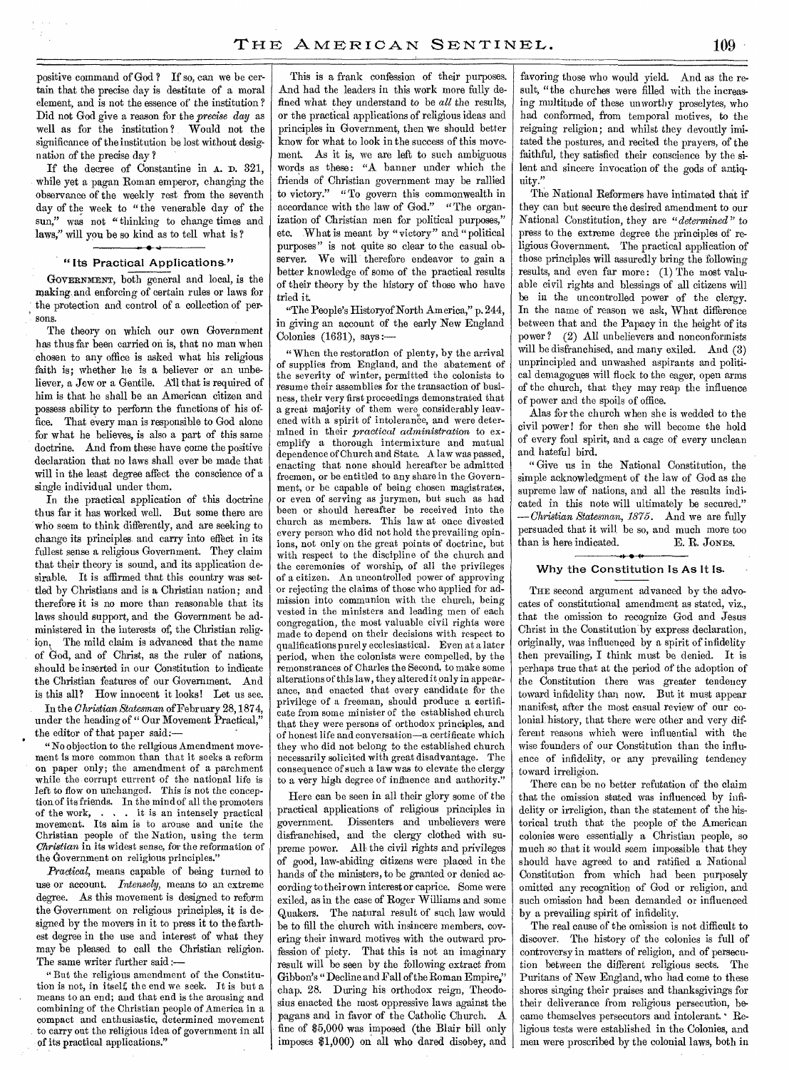positive command of God? If so, can we be certain that the precise day is destitute of a moral element, and is not the essence of the institution? Did not God give a reason for the *precise day* as well as for the institution? Would not the significance of the institution be lost without designation of the precise day?

If the decree of Constantine in A. D. 321, while yet a pagan Roman emperor, changing the observance of the weekly rest from the seventh day of the week to "the venerable day of the sun," was not "thinking to change times and laws," will you be so kind as to tell what is?

## "Its Practical Applications."

GOVERNMENT, both general and local, is the making and enforcing of certain rules or laws for the protection and control of a collection of persons.

The theory on which our own Government has thus far been carried on is, that no man when chosen to any office is asked what his religious faith is; whether he is a believer or an unbeliever, a Jew or a Gentile. All that is required of him is that he shall be an American citizen and possess ability to perform the functions of his office. That every man is responsible to God alone for what he believes, is also a part of this same doctrine. And from these have come the positive declaration that no laws shall ever be made that will in the least degree affect the conscience of a single individual under them.

In the practical application of this doctrine thus far it has worked well. But some there are who seem to think differently, and are seeking to change its principles and carry into effect in its fullest sense a religious Government. They claim that their theory is sound, and its application desirable. It is affirmed that this country was settled by Christians and is a Christian nation; and therefore it is no more than reasonable that its laws should support, and the Government be administered in the interests of, the Christian religion. The mild claim is advanced that the name of God, and of Christ, as the ruler of nations, should be inserted in our Constitution to indicate the Christian features of our Government. And is this all? How innocent it looks! Let us see.

In the *Christian Statesman* of February 28, 1874, under the heading of "Our Movement Practical," the editor of that paper said:—

"No objection to the religious Amendment movement is more common than that it seeks a reform on paper only; the amendment of a parchment while the corrupt current of the national life is left to flow on unchanged. This is not the conception of its friends. In the mind of all the promoters of the work, . . . it is an intensely practical movement. Its aim is to arouse and unite the Christian people of the Nation, using the term *Christian* in its widest sense, for the reformation of the Government on religious principles."

*Practical*, means capable of being turned to use or account. *Intensely*, means to an extreme degree. As this movement is designed to reform the Government on religious principles, it is designed by the movers in it to press it to the farthest degree in the use and interest of what they may be pleased to call the Christian religion. The same writer further said:—

"But the religious amendment of the Constitution is not, in itself, the end we seek. It is but a means to an end; and that end is the arousing and combining of the Christian people of America in a compact and enthusiastic, determined movement to carry out the religious idea of government in all of its practical applications."

This is a frank confession of their purposes. And had the leaders in this work more fully defined what they understand to be *all* the results, or the practical applications of religious ideas and principles in Government, then we should better know for what to look in the success of this movement. As it is, we are left to such ambiguous words as these: "A banner under which the friends of Christian government may be rallied to victory." "To govern this commonwealth in accordance with the law of God." "The organization of Christian men for political purposes," etc. What is meant by "victory" and "political purposes" is not quite so clear to the casual observer. We will therefore endeavor to gain a better knowledge of some of the practical results of their theory by the history of those who have tried it.

"The People's History of North America," p. 244, in giving an account of the early New England Colonies (1631), says:—

"When the restoration of plenty, by the arrival of supplies from England, and the abatement of the severity of winter, permitted the colonists to resume their assemblies for the transaction of business, their very first proceedings demonstrated that a great majority of them were considerably leavened with a spirit of intolerance, and were determined in their *practical administration* to exemplify a thorough intermixture and mutual dependence of Church and State. A law was passed, enacting that none should hereafter be admitted freemen, or be entitled to any share in the Government, or be capable of being chosen magistrates, or even of serving as jurymen, but such as had been or should hereafter be received into the church as members. This law at once divested every person who did not hold the prevailing opinions, not only on the great points of doctrine, but with respect to the discipline of the church and the ceremonies of worship, of all the privileges of a citizen. An uncontrolled power of approving or rejecting the claims of those who applied for admission into communion with the church, being vested in the ministers and leading men of each congregation, the most valuable civil rights were made to depend on their decisions with respect to qualifications purely ecclesiastical. Even at a later period, when the colonists were compelled, by the remonstrances of Charles the Second, to make some alterations of this law, they altered it only in appearance, and enacted that every candidate for the privilege of a freeman, should produce a certificate from some minister of the established church that they were persons of orthodox principles, and of honest life and conversation—a certificate which they who did not belong to the established church necessarily solicited with great disadvantage. The consequence of such a law was to elevate the clergy to a very high degree of influence and authority."

Here can be seen in all their glory some of the practical applications of religious principles in government. Dissenters and unbelievers were disfranchised, and the clergy clothed with supreme power. All the civil rights and privileges of good, law-abiding citizens were placed in the hands of the ministers, to be granted or denied according to their own interest or caprice. Some were exiled, as in the case of Roger Williams and some Quakers. The natural result of such law would be to fill the church with insincere members, covering their inward motives with the outward profession of piety. That this is not an imaginary result will be seen by the following extract from Gibbon's "Decline and Fall of the Roman Empire," chap. 28. During his orthodox reign, Theodosius enacted the most oppressive laws against the pagans and in favor of the Catholic Church. A fine of \$5,000 was imposed (the Blair bill only imposes \$1,000) on all who dared disobey, and favoring those who would yield. And as the result, "the churches were filled with the increasing multitude of these unworthy proselytes, who had conformed, from temporal motives, to the reigning religion; and whilst they devoutly imitated the postures, and recited the prayers, of the faithful, they satisfied their conscience by the silent and sincere invocation of the gods of antiquity."

The National Reformers have intimated that if they can but secure the desired amendment to our National Constitution, they are "*determined*" to press to the extreme degree the principles of religious Government. The practical application of those principles will assuredly bring the following results, and even far more: (1) The most valuable civil rights and blessings of all citizens will be in the uncontrolled power of the clergy. In the name of reason we ask, What difference between that and the Papacy in the height of its power? (2) All unbelievers and nonconformists will be disfranchised, and many exiled. And (3) unprincipled and unwashed aspirants and political demagogues will flock to the eager, open arms of the church, that they may reap the influence of power and the spoils of office.

Alas for the church when she is wedded to the civil power! for then she will become the hold of every foul spirit, and a cage of every unclean and hateful bird.

"Give us in the National Constitution, the simple acknowledgment of the law of God as the supreme law of nations, and all the results indicated in this note will ultimately be secured." —*Christian Statesman, 1875*. And we are fully persuaded that it will be so, and much more too than is here indicated. E. R. JONES.

## Why the Constitution Is As It Is.

THE second argument advanced by the advocates of constitutional amendment as stated, viz., that the omission to recognize God and Jesus Christ in the Constitution by express declaration, originally, was influenced by a spirit of infidelity then prevailing, I think must be denied. It is perhaps true that at the period of the adoption of the Constitution there was greater tendency toward infidelity than now. But it must appear manifest, after the most casual review of our colonial history, that there were other and very different reasons which were influential with the wise founders of our Constitution than the influence of infidelity, or any prevailing tendency toward irreligion.

There can be no better refutation of the claim that the omission stated was influenced by infidelity or irreligion, than the statement of the historical truth that the people of the American colonies were essentially a Christian people, so much so that it would seem impossible that they should have agreed to and ratified a National Constitution from which had been purposely omitted any recognition of God or religion, and such omission had been demanded or influenced by a prevailing spirit of infidelity.

The real cause of the omission is not difficult to discover. The history of the colonies is full of controversy in matters of religion, and of persecution between the different religious sects. The Puritans of New England, who had come to these shores singing their praises and thanksgivings for their deliverance from religious persecution, became themselves persecutors and intolerant. Religious tests were established in the Colonies, and men were proscribed by the colonial laws, both in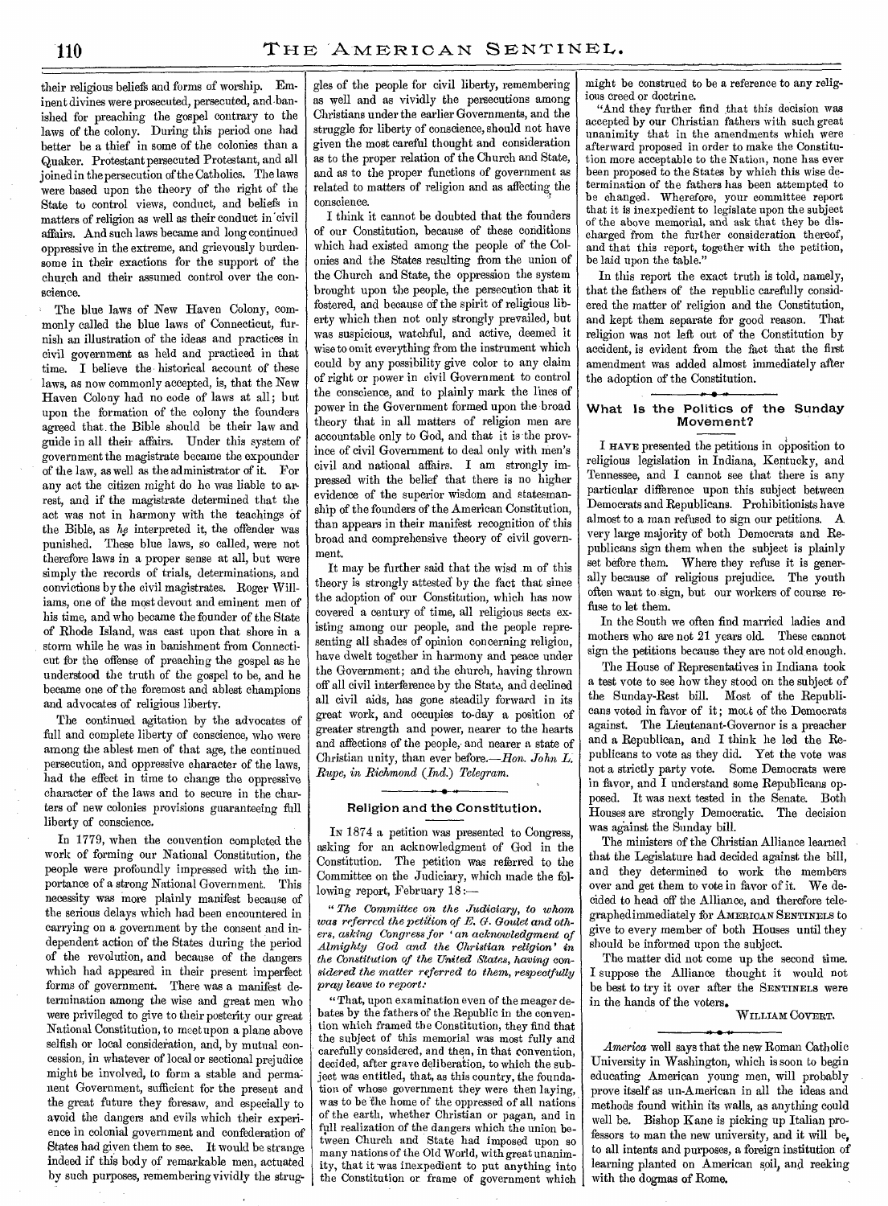their religious beliefs and forms of worship. Eminent divines were prosecuted, persecuted, and banished for preaching the gospel contrary to the laws of the colony. During this period one had better be a thief in some of the colonies than a Quaker. Protestant persecuted Protestant, and all joined in the persecution of the Catholics. The laws were based upon the theory of the right of the State to control views, conduct, and beliefs in matters of religion as well as their conduct in civil affairs. And such laws became and long continued oppressive in the extreme, and grievously burdensome in their exactions for the support of the church and their assumed control over the conscience.

The blue laws of New Haven Colony, commonly called the blue laws of Connecticut, furnish an illustration of the ideas and practices in civil government as held and practiced in that time. I believe the historical account of these laws, as now commonly accepted, is, that the New Haven Colony had no code of laws at all; but upon the formation of the colony the founders agreed that the Bible should be their law and guide in all their affairs. Under this system of government the magistrate became the expounder of the law, as well as the administrator of it. For any act the citizen might do he was liable to arrest, and if the magistrate determined that the act was not in harmony with the teachings of the Bible, as *he* interpreted it, the offender was punished. These blue laws, so called, were not therefore laws in a proper sense at all, but were simply the records of trials, determinations, and convictions by the civil magistrates. Roger Williams, one of the most devout and eminent men of his time, and who became the founder of the State of Rhode Island, was cast upon that shore in a storm while he was in banishment from Connecticut for the offense of preaching the gospel as he understood the truth of the gospel to be, and he became one of the foremost and ablest champions and advocates of religious liberty.

The continued agitation by the advocates of full and complete liberty of conscience, who were among the ablest men of that age, the continued persecution, and oppressive character of the laws, had the effect in time to change the oppressive character of the laws and to secure in the charters of new colonies provisions guaranteeing full liberty of conscience.

In 1779, when the convention completed the work of forming our National Constitution, the people were profoundly impressed with the importance of a strong National Government. This necessity was more plainly manifest because of the serious delays which had been encountered in carrying on a government by the consent and independent action of the States during the period of the revolution, and because of the dangers which had appeared in their present imperfect forms of government. There was a manifest determination among the wise and great men who were privileged to give to their posterity our great National Constitution, to meet upon a plane above selfish or local consideration, and, by mutual concession, in whatever of local or sectional prejudice might be involved, to form a stable and permanent Government, sufficient for the present and the great future they foresaw, and especially to avoid the dangers and evils which their experience in colonial government and confederation of States had given them to see. It would be strange indeed if this body of remarkable men, actuated by such purposes, remembering vividly the struggles of the people for civil liberty, remembering as well and as vividly the persecutions among Christians under the earlier Governments, and the struggle for liberty of conscience, should not have given the most careful thought and consideration as to the proper relation of the Church and State, and as to the proper functions of government as related to matters of religion and as affecting the conscience.

I think it cannot be doubted that the founders of our Constitution, because of these conditions which had existed among the people of the Colonies and the States resulting from the union of the Church and State, the oppression the system brought upon the people, the persecution that it fostered, and because of the spirit of religious liberty which then not only strongly prevailed, but was suspicious, watchful, and active, deemed it wise to omit everything from the instrument which could by any possibility give color to any claim of right or power in civil Government to control the conscience, and to plainly mark the lines of power in the Government formed upon the broad theory that in all matters of religion men are accountable only to God, and that it is the province of civil Government to deal only with men's civil and national affairs. I am strongly impressed with the belief that there is no higher evidence of the superior wisdom and statesmanship of the founders of the American Constitution, than appears in their manifest recognition of this broad and comprehensive theory of civil government.

It may be further said that the wisd m of this theory is strongly attested by the fact that since the adoption of our Constitution, which has now covered a century of time, all religious sects existing among our people, and the people representing all shades of opinion concerning religion, have dwelt together in harmony and peace under the Government; and the church, having thrown off all civil interference by the State, and declined all civil aids, has gone steadily forward in its great work, and occupies to-day a position of greater strength and power, nearer to the hearts and affections of the people, and nearer a state of Christian unity, than ever before.—*Hon. John L. Rupe, in Richmond (Ind.) Telegram.*

## Religion and the Constitution.

In 1874 a petition was presented to Congress, asking for an acknowledgment of God in the Constitution. The petition was referred to the Committee on the Judiciary, which made the following report, February 18:—

"*The Committee on the Judiciary, to whom was referred the petition of E. G. Goulet and others, asking Congress for 'an acknowledgment of Almighty God and the Christian religion' in the Constitution of the United States, having considered the matter referred to them, respectfully pray leave to report:*

"That, upon examination even of the meager debates by the fathers of the Republic in the convention which framed the Constitution, they find that the subject of this memorial was most fully and carefully considered, and then, in that convention, decided, after grave deliberation, to which the subject was entitled, that, as this country, the foundation of whose government they were then laying, was to be the home of the oppressed of all nations of the earth, whether Christian or pagan, and in full realization of the dangers which the union between Church and State had imposed upon so many nations of the Old World, with great unanimity, that it was inexpedient to put anything into the Constitution or frame of government which might be construed to be a reference to any religious creed or doctrine.

"And they further find that this decision was accepted by our Christian fathers with such great unanimity that in the amendments which were afterward proposed in order to make the Constitution more acceptable to the Nation, none has ever been proposed to the States by which this wise determination of the fathers has been attempted to be changed. Wherefore, your committee report that it is inexpedient to legislate upon the subject of the above memorial, and ask that they be discharged from the further consideration thereof, and that this report, together with the petition, be laid upon the table."

In this report the exact truth is told, namely, that the fathers of the republic carefully considered the matter of religion and the Constitution, and kept them separate for good reason. That religion was not left out of the Constitution by accident, is evident from the fact that the first amendment was added almost immediately after the adoption of the Constitution.

## What Is the Politics of the Sunday Movement?

I have presented the petitions in opposition to religious legislation in Indiana, Kentucky, and Tennessee, and I cannot see that there is any particular difference upon this subject between Democrats and Republicans. Prohibitionists have almost to a man refused to sign our petitions. A very large majority of both Democrats and Republicans sign them when the subject is plainly set before them. Where they refuse it is generally because of religious prejudice. The youth often want to sign, but our workers of course refuse to let them.

In the South we often find married ladies and mothers who are not 21 years old. These cannot sign the petitions because they are not old enough.

The House of Representatives in Indiana took a test vote to see how they stood on the subject of the Sunday-Rest bill. Most of the Republicans voted in favor of it; most of the Democrats against. The Lieutenant-Governor is a preacher and a Republican, and I think he led the Republicans to vote as they did. Yet the vote was not a strictly party vote. Some Democrats were in favor, and I understand some Republicans opposed. It was next tested in the Senate. Both Houses are strongly Democratic. The decision was against the Sunday bill.

The ministers of the Christian Alliance learned that the Legislature had decided against the bill, and they determined to work the members over and get them to vote in favor of it. We decided to head off the Alliance, and therefore telegraphed immediately for American Sentinels to give to every member of both Houses until they should be informed upon the subject.

The matter did not come up the second time. I suppose the Alliance thought it would not be best to try it over after the Sentinels were in the hands of the voters.

William Covert.

*America* well says that the new Roman Catholic University in Washington, which is soon to begin educating American young men, will probably prove itself as un-American in all the ideas and methods found within its walls, as anything could well be. Bishop Kane is picking up Italian professors to man the new university, and it will be, to all intents and purposes, a foreign institution of learning planted on American soil, and reeking with the dogmas of Rome.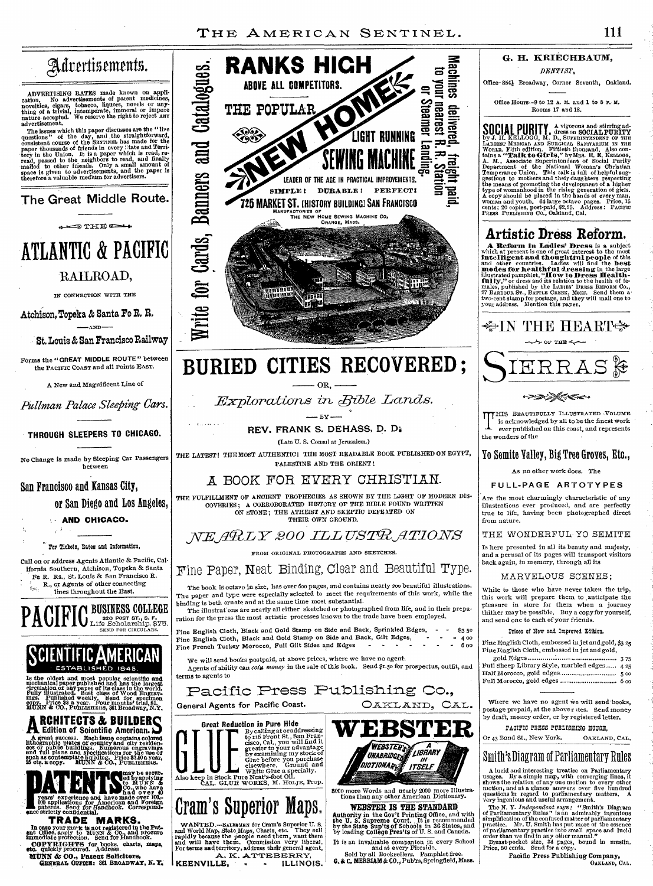# Advertisements.

ADVERTISING RATES made known on application. No advertisements of patent medicines, novelties, cigars, tobacco, liquors, novels or anything of a trivial, intemperate, immoral or impure nature accepted. We reserve the right to reject ANY advertisement.

The issues which this paper discusses are the "live questions" of the day, and the straightforward, consistent course of the SENTINEL has made for the paper thousands of friends in every State and Territory in the Union. It is a paper which is read, reread, passed to the neighbors to read, and finally mailed to other friends. Only a small amount of space is given to advertisements, and the paper is therefore a valuable medium for advertisers.

## The Great Middle Route.

THE

# ATLANTIC & PACIFIC

## RAILROAD,

IN CONNECTION WITH THE

**Atchison, Topeka & Santa Fe R. R.**

—AND—

**St. Louis & San Francisco Railway**

Forms the "GREAT MIDDLE ROUTE" between the PACIFIC COAST and all Points EAST.

A New and Magnificent Line of

*Pullman Palace Sleeping Cars.*

**THROUGH SLEEPERS TO CHICAGO.**

No Change is made by Sleeping Car Passengers between

**San Francisco and Kansas City,**

**or San Diego and Los Angeles,**

**AND CHICAGO.**

For Tickets, Rates and Information,

Call on or address Agents Atlantic & Pacific, California Southern, Atchison, Topeka & Santa Fe R. Rs., St. Louis & San Francisco R. R., or Agents of other connecting lines throughout the East.

# PACIFIC BUSINESS COLLEGE

320 POST ST., S. F. Life Scholarship, $75. SEND FOR CIRCULARS.

# SCIENTIFIC AMERICAN

ESTABLISHED 1845.

Is the oldest and most popular scientific and mechanical paper published and has the largest circulation of any paper of its class in the world. Fully illustrated. Best class of Wood Engravings. Published weekly. Send for specimen copy. Price $3 a year. Four months' trial, $1. MUNN & CO., PUBLISHERS, 361 Broadway, N.Y.

# ARCHITECTS & BUILDERS
Edition of Scientific American.

A great success. Each issue contains colored lithographic plates of country and city residences or public buildings. Numerous engravings and full plans and specifications for the use of such as contemplate building. Price $2.50 a year, 25 cts. a copy. MUNN & CO., PUBLISHERS.

# PATENTS

may be secured by applying to MUNN & Co., who have had over 40 years' experience and have made over 100,000 applications for American and Foreign patents. Send for Handbook. Correspondence strictly confidential.

## TRADE MARKS.

In case your mark is not registered in the Patent Office, apply to MUNN & Co., and procure immediate protection. Send for Handbook.

**COPYRIGHTS** for books, charts, maps, etc., quickly procured. Address

**MUNN & CO., Patent Solicitors,**
GENERAL OFFICE: 361 BROADWAY, N. Y.

---

Write for Cards, Banners and Catalogues.

# RANKS HIGH
ABOVE ALL COMPETITORS.

THE POPULAR

# NEW HOME
LIGHT RUNNING
# SEWING MACHINE

LEADER OF THE AGE IN PRACTICAL IMPROVEMENTS.

SIMPLE! DURABLE! PERFECT!

**725 MARKET ST. [HISTORY BUILDING] SAN FRANCISCO**

MANUFACTORIES OF THE NEW HOME SEWING MACHINE CO. ORANGE, MASS.

Machines delivered, freight paid, to your nearest R. R. Station or Steamer Landing.

# BURIED CITIES RECOVERED;

—OR,—

*Explorations in Bible Lands.*

—BY—

REV. FRANK S. DEHASS, D. D.

(Late U. S. Consul at Jerusalem.)

THE LATEST! THE MOST AUTHENTIC! THE MOST READABLE BOOK PUBLISHED ON EGYPT, PALESTINE AND THE ORIENT!

## A BOOK FOR EVERY CHRISTIAN.

THE FULFILLMENT OF ANCIENT PROPHECIES AS SHOWN BY THE LIGHT OF MODERN DISCOVERIES; A CORROBORATED HISTORY OF THE BIBLE FOUND WRITTEN ON STONE; THE ATHEIST AND SKEPTIC DEFEATED ON THEIR OWN GROUND.

## *NEARLY 200 ILLUSTRATIONS*

FROM ORIGINAL PHOTOGRAPHS AND SKETCHES.

## Fine Paper, Neat Binding, Clear and Beautiful Type.

The book is octavo in size, has over 600 pages, and contains nearly 200 beautiful illustrations. The paper and type were especially selected to meet the requirements of this work, while the binding is both ornate and at the same time most substantial.

The illustrations are nearly all either sketched or photographed from life, and in their preparation for the press the most artistic processes known to the trade have been employed.

| | |
|---|---|
| Fine English Cloth, Black and Gold Stamp on Side and Back, Sprinkled Edges, | $3 50 |
| Fine English Cloth, Black and Gold Stamp on Side and Back, Gilt Edges, | 4 00 |
| Fine French Turkey Morocco, Full Gilt Sides and Edges | 6 00 |

We will send books postpaid, at above prices, where we have no agent.

Agents of ability can *coin money* in the sale of this book. Send $1.50 for prospectus, outfit, and terms to agents to

## Pacific Press Publishing Co.,

General Agents for Pacific Coast. OAKLAND, CAL.

**Great Reduction in Pure Hide**

# GLUE

By calling at or addressing to 116 Front St., San Francisco, Cal., you will find it greater to your advantage by examining my stock of Glue before you purchase elsewhere. Ground and White Glue a specialty. Also keep in Stock Pure Neat's-foot Oil.
CAL. GLUE WORKS, M. HOLJE, Prop.

# Cram's Superior Maps.

WANTED.—SALESMEN for Cram's Superior U. S. and World Map, State Maps, Charts, etc. They sell rapidly because the people need them, want them and will have them. Commission very liberal. For terms and territory, address their general agent,

A. K. ATTEBERRY,
KEENVILLE, - - ILLINOIS.

# WEBSTER

WEBSTER'S UNABRIDGED DICTIONARY — A LIBRARY IN ITSELF

3000 more Words and nearly 2000 more Illustrations than any other American Dictionary.

**WEBSTER IS THE STANDARD**

Authority in the Gov't Printing Office, and with the U. S. Supreme Court. It is recommended by the State Sup'ts of Schools in 36 States, and by leading College Pres'ts of U. S. and Canada.

It is an invaluable companion in every School and at every Fireside.

Sold by all Booksellers. Pamphlet free.
G. & C. MERRIAM & CO., Pub'rs, Springfield, Mass.

---

**G. H. KRIECHBAUM,**

*DENTIST*,

Office 854½ Broadway, Corner Seventh, Oakland.

Office Hours—9 to 12 A. M. and 1 to 5 P. M.
Rooms 17 and 18.

**SOCIAL PURITY.** A vigorous and stirring address on SOCIAL PURITY by J. H. KELLOGG, M. D., SUPERINTENDENT OF THE LARGEST MEDICAL AND SURGICAL SANITARIUM IN THE WORLD. Fiftieth edition. Fiftieth thousand. Also contains a "**Talk to Girls**," by MRS. E. E. KELLOGG, A. M., Associate Superintendent of Social Purity Department of the National Woman's Christian Temperance Union. This talk is full of helpful suggestions to mothers and their daughters respecting the means of promoting the development of a higher type of womanhood in the rising generation of girls. A copy should be placed in the hands of every man, woman and youth. 64 large octavo pages. Price, 15 cents; 20 copies, post-paid, $2.25. Address: PACIFIC PRESS PUBLISHING CO., Oakland, Cal.

## Artistic Dress Reform.

**A Reform in Ladies' Dress** is a subject which at present is one of great interest to the most **intelligent and thoughtful people** of this and other countries. Ladies will find the **best modes for healthful dressing** in the large illustrated pamphlet, "**How to Dress Healthfully**," or dress and its relation to the health of females, published by the LADIES' DRESS REFORM CO., 27 BARBOUR ST., BATTLE CREEK, MICH. Send them a two-cent stamp for postage, and they will mail one to your address. Mention this paper.

## IN THE HEART

OF THE

# SIERRAS

THIS BEAUTIFULLY ILLUSTRATED VOLUME is acknowledged by all to be the finest work ever published on this coast, and represents the wonders of the

**Yo Semite Valley, Big Tree Groves, Etc.,**

As no other work does. The

**FULL-PAGE ARTOTYPES**

Are the most charmingly characteristic of any illustrations ever produced, and are perfectly true to life, having been photographed direct from nature.

THE WONDERFUL YO SEMITE

Is here presented in all its beauty and majesty, and a perusal of its pages will transport visitors back again, in memory, through all its

MARVELOUS SCENES;

While to those who have never taken the trip, this work will prepare them to anticipate the pleasure in store for them when a journey thither may be possible. Buy a copy for yourself, and send one to each of your friends.

**Prices of New and Improved Edition.**

| | |
|---|---|
| Fine English Cloth, embossed in jet and gold, | $3 25 |
| Fine English Cloth, embossed in jet and gold, gold Edges | 3 75 |
| Full Sheep Library Style, marbled edges | 4 25 |
| Half Morocco, gold edges | 5 00 |
| Full Morocco, gold edges | 6 00 |

Where we have no agent we will send books, postage prepaid, at the above rates. Send money by draft, money order, or by registered letter.

PACIFIC PRESS PUBLISHING HOUSE,
Or 43 Bond St., New York. OAKLAND, CAL.

## Smith's Diagram of Parliamentary Rules

A lucid and interesting treatise on Parliamentary usages. By a simple map, with converging lines, it shows the relation of any one motion to every other motion, and at a glance answers over five hundred questions in regard to parliamentary matters. A very ingenious and useful arrangement.

The N. Y. *Independent* says: "Smith's Diagram of Parliamentary Rules" is an admirably ingenious simplification of the confused matter of parliamentary practice. Mr. U. Smith has put more of the essence of parliamentary practice into small space and lucid order than we find in any other manual."

Breast-pocket size, 34 pages, bound in muslin. Price, 50 cents. Send for a copy.

**Pacific Press Publishing Company,**
OAKLAND, CAL.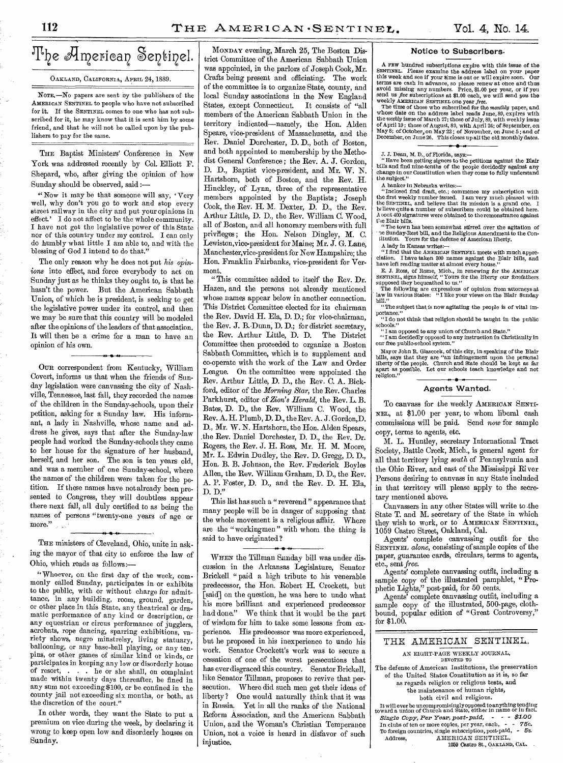# The American Sentinel.

OAKLAND, CALIFORNIA, APRIL 24, 1889.

NOTE.—No papers are sent by the publishers of the AMERICAN SENTINEL to people who have not subscribed for it. If the SENTINEL comes to one who has not subscribed for it, he may know that it is sent him by some friend, and that he will not be called upon by the publishers to pay for the same.

THE Baptist Ministers' Conference in New York was addressed recently by Col. Elliott F. Shepard, who, after giving the opinion of how Sunday should be observed, said:—

"Now it may be that someone will say, 'Very well, why don't you go to work and stop every street railway in the city and put your opinions in effect.' I do not affect to be the whole community. I have not got the legislative power of this State nor of this country under my control. I can only do humbly what little I am able to, and with the blessing of God I intend to do that."

The only reason why he does not put *his opinions* into effect, and force everybody to act on Sunday just as he thinks they ought to, is that he hasn't the power. But the American Sabbath Union, of which he is president, is seeking to get the legislative power under its control, and then we may be sure that this country will be modeled after the opinions of the leaders of that association. It will then be a crime for a man to have an opinion of his own.

OUR correspondent from Kentucky, William Covert, informs us that when the friends of Sunday legislation were canvassing the city of Nashville, Tennessee, last fall, they recorded the names of the children in the Sunday-schools, upon their petition, asking for a Sunday law. His informant, a lady in Nashville, whose name and address he gives, says that after the Sunday-law people had worked the Sunday-schools they came to her house for the signature of her husband, herself, and her son. The son is ten years old, and was a member of one Sunday-school, where the names of the children were taken for the petition. If these names have not already been presented to Congress, they will doubtless appear there next fall, all duly certified to as being the names of persons "twenty-one years of age or more."

THE ministers of Cleveland, Ohio, unite in asking the mayor of that city to enforce the law of Ohio, which reads as follows:—

"Whoever, on the first day of the week, commonly called Sunday, participates in or exhibits to the public, with or without charge for admittance, in any building, room, ground, garden, or other place in this State, any theatrical or dramatic performance of any kind or description, or any equestrian or circus performance of jugglers, acrobats, rope dancing, sparring exhibitions, variety shows, negro minstrelsy, living statuary, ballooning, or any base-ball playing, or any ten-pins, or other games of similar kind or kinds, or participates in keeping any low or disorderly house of resort, . . . he or she shall, on complaint made within twenty days thereafter, be fined in any sum not exceeding $100, or be confined in the county jail not exceeding six months, or both, at the discretion of the court."

In other words, they want the State to put a premium on vice during the week, by declaring it wrong to keep open low and disorderly houses on Sunday.

MONDAY evening, March 25, The Boston District Committee of the American Sabbath Union was appointed, in the parlors of Joseph Cook, Mr. Crafts being present and officiating. The work of the committee is to organize State, county, and local Sunday associations in the New England States, except Connecticut. It consists of "all members of the American Sabbath Union in the territory indicated—namely, the Hon. Alden Speare, vice-president of Massachusetts, and the Rev. Daniel Dorchester, D. D., both of Boston, and both appointed to membership by the Methodist General Conference; the Rev. A. J. Gordon, D. D., Baptist vice-president, and Mr. W. N. Hartshorn, both of Boston, and the Rev. H. Hinckley, of Lynn, three of the representative members appointed by the Baptists; Joseph Cook, the Rev. H. M. Dexter, D. D., the Rev. Arthur Little, D. D., the Rev. William C. Wood, all of Boston, and all honorary members with full privileges; the Hon. Nelson Dingley, M. C. Lewiston, vice-president for Maine; Mr. J. G. Lane, Manchester, vice-president for New Hampshire; the Hon. Franklin Fairbanks, vice-president for Vermont.

"This committee added to itself the Rev. Dr. Hazen, and the persons not already mentioned whose names appear below in another connection. This District Committee elected for its chairman the Rev. David H. Ela, D. D.; for vice-chairman, the Rev. J. B. Dunn, D. D.; for district secretary, the Rev. Arthur Little, D. D. The District Committee then proceeded to organize a Boston Sabbath Committee, which is to supplement and co-operate with the work of the Law and Order League. On the committee were appointed the Rev. Arthur Little, D. D., the Rev. C. A. Bickford, editor of the *Morning Star*, the Rev. Charles Parkhurst, editor of *Zion's Herald*, the Rev. L. B. Bates, D. D., the Rev. William C. Wood, the Rev. A. H. Plumb, D. D., the Rev. A. J. Gordon, D. D., Mr. W. N. Hartshorn, the Hon. Alden Speare, the Rev. Daniel Dorchester, D. D., the Rev. Dr. Rogers, the Rev. J. H. Ross, Mr. H. M. Moore, Mr. L. Edwin Dudley, the Rev. D. Gregg, D. D., Hon. B. B. Johnson, the Rev. Frederick Boyles Allen, the Rev. William Graham, D. D., the Rev. A. P. Foster, D. D., and the Rev. D. H. Ela, D. D."

This list has such a "reverend" appearance that many people will be in danger of supposing that the whole movement is a religious affair. Where are the "workingmen" with whom the thing is said to have originated?

WHEN the Tillman Sunday bill was under discussion in the Arkansas Legislature, Senator Brickell "paid a high tribute to his venerable predecessor, the Hon. Robert H. Crockett, but [said] on the question, he was here to undo what his more brilliant and experienced predecessor had done." We think that it would be the part of wisdom for him to take some lessons from experience. His predecessor was more experienced, but he proposed in his inexperience to undo his work. Senator Crockett's work was to secure a cessation of one of the worst persecutions that has ever disgraced this country. Senator Brickell, like Senator Tillman, proposes to revive that persecution. Where did such men get their ideas of liberty? One would naturally think that it was in Russia. Yet in all the ranks of the National Reform Association, and the American Sabbath Union, and the Woman's Christian Temperance Union, not a voice is heard in disfavor of such injustice.

## Notice to Subscribers.

A FEW hundred subscriptions expire with this issue of the SENTINEL. Please examine the address label on your paper this week and see if your time is out or will expire soon. Our terms are cash in advance, so please renew at once and thus avoid missing any numbers. Price, $1.00 per year, or if you send us *five* subscriptions at $1.00 each, we will send *you* the weekly AMERICAN SENTINEL one year *free*.

The time of those who subscribed for the *monthly* paper, and whose date on the address label reads June, 89, expires with the *weekly* issue of March 27; those of July, 89, with weekly issue of April 10; those of August, 89, with April 24; of September, on May 8; of October, on May 22; of November, on June 5; and of December, on June 26. This closes up all the old monthly dates.

J. J. Dean, M. D., of Florida, says:—

"Have been getting signers to the petitions against the Blair bills and find nine-tenths of the people decidedly against any change in our Constitution when they come to fully understand the subject."

A banker in Nebraska writes:—

"Inclosed find draft, etc.; commence my subscription with the first weekly number issued. I am very much pleased with the SENTINEL, and believe that its mission is a grand one. I believe quite a number of subscribers could be obtained here. About 400 signatures were obtained to the remonstrance against the Blair bills.

"The town has been somewhat stirred over the agitation of the Sunday-Rest bill, and the Religious Amendment to the Constitution. Yours for the defense of American liberty.

A lady in Kansas writes:—

"I find that the AMERICAN SENTINEL meets with much appreciation. I have taken 300 names against the Blair bills, and have left reading matter at almost every house."

E. J. Ross, of Rome, Mich., in renewing for the AMERICAN SENTINEL, signs himself, "Yours for the liberty our forefathers supposed they bequeathed to us."

The following are expressions of opinion from attorneys at law in various States: "I like your views on the Blair Sunday bill."

"The subject that is now agitating the people is of vital importance."

"I do not think that religion should be taught in the public schools."

"I am opposed to any union of Church and State."

"I am decidedly opposed to any instruction in Christianity in our free public-school system."

Mayor John R. Glascock, of this city, in speaking of the Blair bills, says that they are "an infringement upon the personal liberty of the people. Church and State should be kept as far apart as possible. Let our schools teach knowledge and not religion."

## Agents Wanted.

To canvass for the weekly AMERICAN SENTINEL, at $1.00 per year, to whom liberal cash commissions will be paid. Send *now* for sample copy, terms to agents, etc.

M. L. Huntley, secretary International Tract Society, Battle Creek, Mich., is general agent for all that territory lying *south* of Pennsylvania and the Ohio River, and east of the Mississippi River. Persons desiring to canvass in any State included in that territory will please apply to the secretary mentioned above.

Canvassers in any other States will write to the State T. and M. secretary of the State in which they wish to work, or to AMERICAN SENTINEL, 1059 Castro Street, Oakland, Cal.

Agents' complete canvassing outfit for the SENTINEL *alone*, consisting of sample copies of the paper, guarantee cards, circulars, terms to agents, etc., sent *free*.

Agents' complete canvassing outfit, including a sample copy of the illustrated pamphlet, "Prophetic Lights," post-paid, for 50 cents.

Agents' complete canvassing outfit, including a sample copy of the illustrated, 500-page, cloth-bound, popular edition of "Great Controversy," for $1.00.

## THE AMERICAN SENTINEL.

AN EIGHT-PAGE WEEKLY JOURNAL,
DEVOTED TO

The defense of American Institutions, the preservation of the United States Constitution as it is, so far as regards religion or religious tests, and the maintenance of human rights, both civil and religious.

It will ever be uncompromisingly opposed to anything tending toward a union of Church and State, either in name or in fact.

*Single Copy, Per Year, post-paid,* - - - *$1.00*
In clubs of ten or more copies, per year, each, - - 75c.
To foreign countries, single subscription, post-paid, - 5s.

Address, AMERICAN SENTINEL,
1059 Castro St., OAKLAND, CAL.